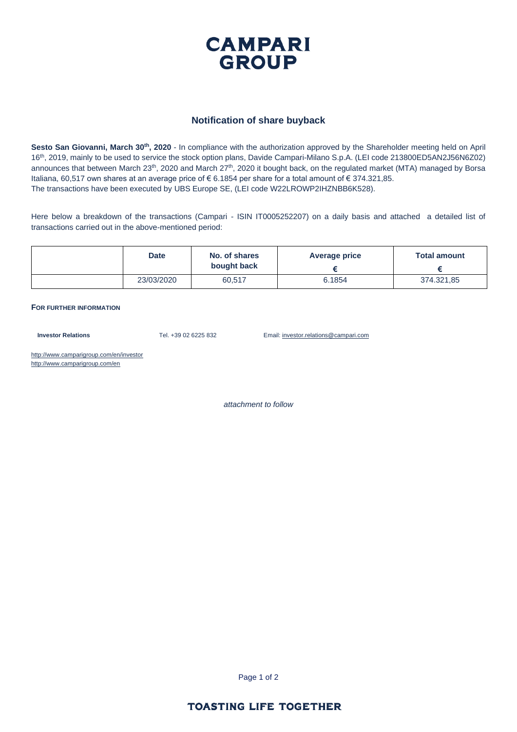# CAMPARI GROUP

## Notification of share buyback

**Sesto San Giovanni, March 30th, 2020** - In compliance with the authorization approved by the Shareholder meeting held on April 16th, 2019, mainly to be used to service the stock option plans, Davide Campari-Milano S.p.A. (LEI code 213800ED5AN2J56N6Z02) announces that between March 23th, 2020 and March 27th, 2020 it bought back, on the regulated market (MTA) managed by Borsa Italiana, 60,517 own shares at an average price of € 6.1854 per share for a total amount of € 374.321,85.
The transactions have been executed by UBS Europe SE, (LEI code W22LROWP2IHZNBB6K528).

Here below a breakdown of the transactions (Campari - ISIN IT0005252207) on a daily basis and attached a detailed list of transactions carried out in the above-mentioned period:

| | Date | No. of shares bought back | Average price € | Total amount € |
|---|---|---|---|---|
| | 23/03/2020 | 60,517 | 6.1854 | 374.321,85 |

**FOR FURTHER INFORMATION**

**Investor Relations** Tel. +39 02 6225 832 Email: investor.relations@campari.com

http://www.camparigroup.com/en/investor
http://www.camparigroup.com/en

*attachment to follow*

TOASTING LIFE TOGETHER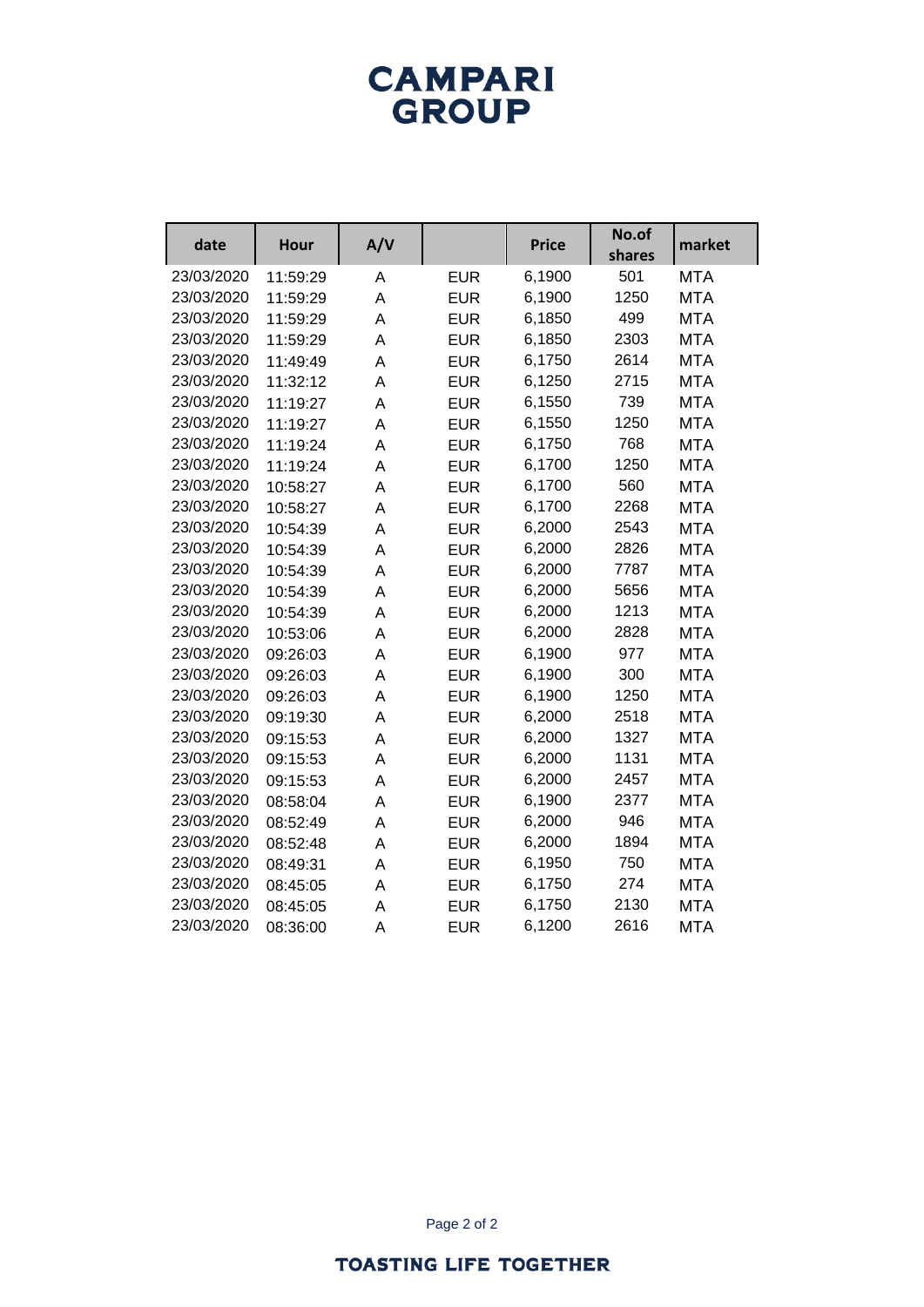**CAMPARI GROUP**

| date | Hour | A/V | | Price | No.of shares | market |
|---|---|---|---|---|---|---|
| 23/03/2020 | 11:59:29 | A | EUR | 6,1900 | 501 | MTA |
| 23/03/2020 | 11:59:29 | A | EUR | 6,1900 | 1250 | MTA |
| 23/03/2020 | 11:59:29 | A | EUR | 6,1850 | 499 | MTA |
| 23/03/2020 | 11:59:29 | A | EUR | 6,1850 | 2303 | MTA |
| 23/03/2020 | 11:49:49 | A | EUR | 6,1750 | 2614 | MTA |
| 23/03/2020 | 11:32:12 | A | EUR | 6,1250 | 2715 | MTA |
| 23/03/2020 | 11:19:27 | A | EUR | 6,1550 | 739 | MTA |
| 23/03/2020 | 11:19:27 | A | EUR | 6,1550 | 1250 | MTA |
| 23/03/2020 | 11:19:24 | A | EUR | 6,1750 | 768 | MTA |
| 23/03/2020 | 11:19:24 | A | EUR | 6,1700 | 1250 | MTA |
| 23/03/2020 | 10:58:27 | A | EUR | 6,1700 | 560 | MTA |
| 23/03/2020 | 10:58:27 | A | EUR | 6,1700 | 2268 | MTA |
| 23/03/2020 | 10:54:39 | A | EUR | 6,2000 | 2543 | MTA |
| 23/03/2020 | 10:54:39 | A | EUR | 6,2000 | 2826 | MTA |
| 23/03/2020 | 10:54:39 | A | EUR | 6,2000 | 7787 | MTA |
| 23/03/2020 | 10:54:39 | A | EUR | 6,2000 | 5656 | MTA |
| 23/03/2020 | 10:54:39 | A | EUR | 6,2000 | 1213 | MTA |
| 23/03/2020 | 10:53:06 | A | EUR | 6,2000 | 2828 | MTA |
| 23/03/2020 | 09:26:03 | A | EUR | 6,1900 | 977 | MTA |
| 23/03/2020 | 09:26:03 | A | EUR | 6,1900 | 300 | MTA |
| 23/03/2020 | 09:26:03 | A | EUR | 6,1900 | 1250 | MTA |
| 23/03/2020 | 09:19:30 | A | EUR | 6,2000 | 2518 | MTA |
| 23/03/2020 | 09:15:53 | A | EUR | 6,2000 | 1327 | MTA |
| 23/03/2020 | 09:15:53 | A | EUR | 6,2000 | 1131 | MTA |
| 23/03/2020 | 09:15:53 | A | EUR | 6,2000 | 2457 | MTA |
| 23/03/2020 | 08:58:04 | A | EUR | 6,1900 | 2377 | MTA |
| 23/03/2020 | 08:52:49 | A | EUR | 6,2000 | 946 | MTA |
| 23/03/2020 | 08:52:48 | A | EUR | 6,2000 | 1894 | MTA |
| 23/03/2020 | 08:49:31 | A | EUR | 6,1950 | 750 | MTA |
| 23/03/2020 | 08:45:05 | A | EUR | 6,1750 | 274 | MTA |
| 23/03/2020 | 08:45:05 | A | EUR | 6,1750 | 2130 | MTA |
| 23/03/2020 | 08:36:00 | A | EUR | 6,1200 | 2616 | MTA |

**TOASTING LIFE TOGETHER**